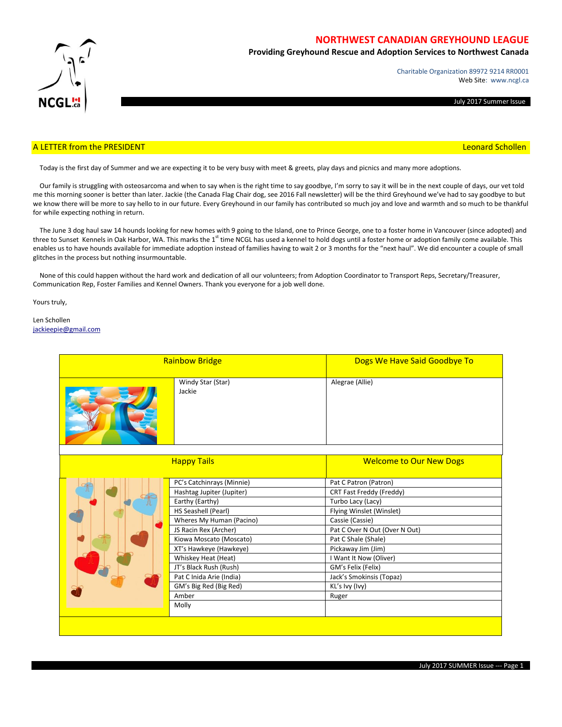# NORTHWEST CANADIAN GREYHOUND LEAGUE

**Providing Greyhound Rescue and Adoption Services to Northwest Canada**

Charitable Organization 89972 9214 RR0001
Web Site: www.ncgl.ca

July 2017 Summer Issue

## A LETTER from the PRESIDENT — Leonard Schollen

Today is the first day of Summer and we are expecting it to be very busy with meet & greets, play days and picnics and many more adoptions.

Our family is struggling with osteosarcoma and when to say when is the right time to say goodbye, I'm sorry to say it will be in the next couple of days, our vet told me this morning sooner is better than later. Jackie (the Canada Flag Chair dog, see 2016 Fall newsletter) will be the third Greyhound we've had to say goodbye to but we know there will be more to say hello to in our future. Every Greyhound in our family has contributed so much joy and love and warmth and so much to be thankful for while expecting nothing in return.

The June 3 dog haul saw 14 hounds looking for new homes with 9 going to the Island, one to Prince George, one to a foster home in Vancouver (since adopted) and three to Sunset Kennels in Oak Harbor, WA. This marks the 1st time NCGL has used a kennel to hold dogs until a foster home or adoption family come available. This enables us to have hounds available for immediate adoption instead of families having to wait 2 or 3 months for the "next haul". We did encounter a couple of small glitches in the process but nothing insurmountable.

None of this could happen without the hard work and dedication of all our volunteers; from Adoption Coordinator to Transport Reps, Secretary/Treasurer, Communication Rep, Foster Families and Kennel Owners. Thank you everyone for a job well done.

Yours truly,

Len Schollen
jackieepie@gmail.com

| Rainbow Bridge | Dogs We Have Said Goodbye To |
|---|---|
| Windy Star (Star) | Alegrae (Allie) |
| Jackie | |

| Happy Tails | Welcome to Our New Dogs |
|---|---|
| PC's Catchinrays (Minnie) | Pat C Patron (Patron) |
| Hashtag Jupiter (Jupiter) | CRT Fast Freddy (Freddy) |
| Earthy (Earthy) | Turbo Lacy (Lacy) |
| HS Seashell (Pearl) | Flying Winslet (Winslet) |
| Wheres My Human (Pacino) | Cassie (Cassie) |
| JS Racin Rex (Archer) | Pat C Over N Out (Over N Out) |
| Kiowa Moscato (Moscato) | Pat C Shale (Shale) |
| XT's Hawkeye (Hawkeye) | Pickaway Jim (Jim) |
| Whiskey Heat (Heat) | I Want It Now (Oliver) |
| JT's Black Rush (Rush) | GM's Felix (Felix) |
| Pat C Inida Arie (India) | Jack's Smokinsis (Topaz) |
| GM's Big Red (Big Red) | KL's Ivy (Ivy) |
| Amber | Ruger |
| Molly | |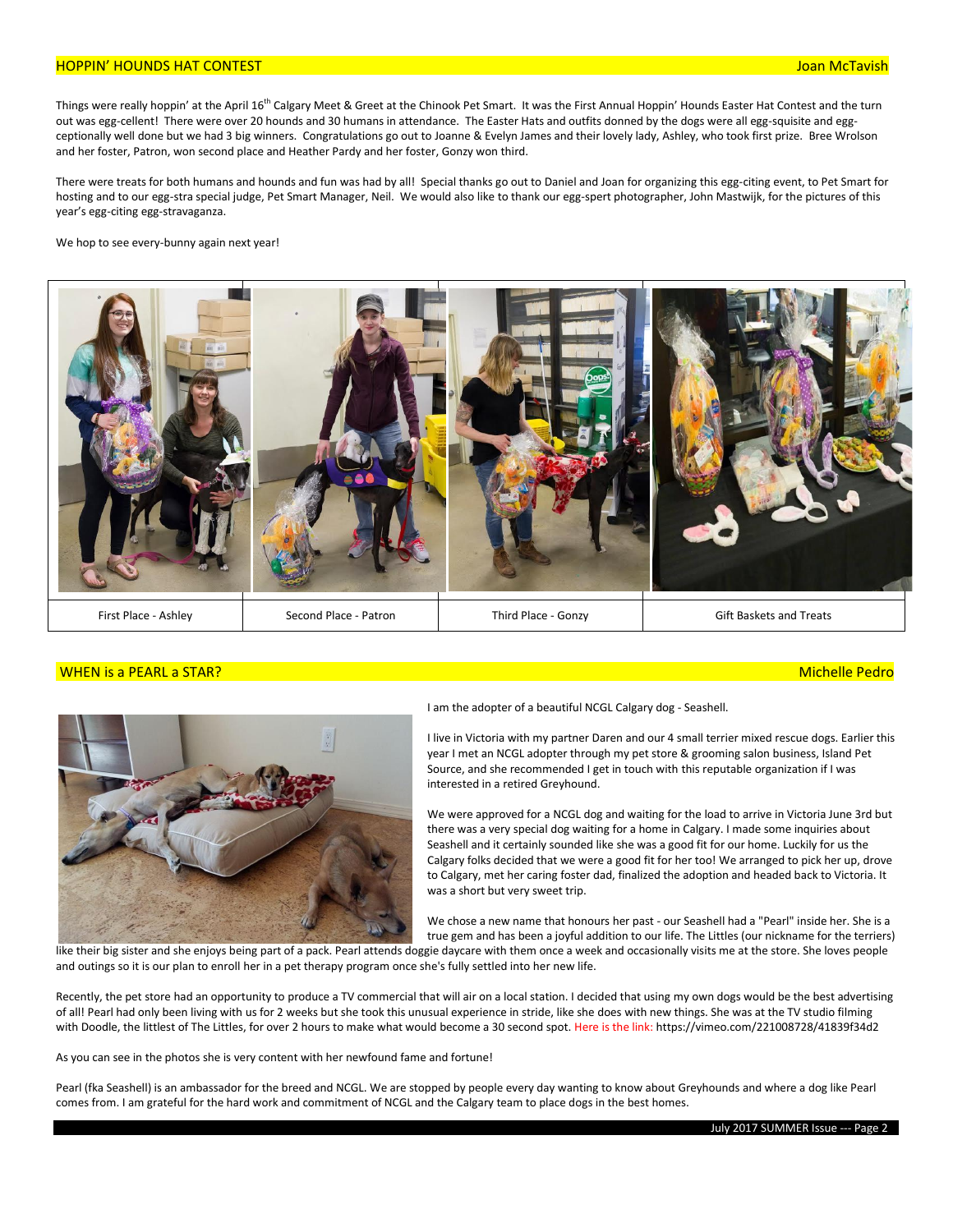## HOPPIN' HOUNDS HAT CONTEST

Joan McTavish

Things were really hoppin' at the April 16th Calgary Meet & Greet at the Chinook Pet Smart. It was the First Annual Hoppin' Hounds Easter Hat Contest and the turn out was egg-cellent! There were over 20 hounds and 30 humans in attendance. The Easter Hats and outfits donned by the dogs were all egg-squisite and egg-ceptionally well done but we had 3 big winners. Congratulations go out to Joanne & Evelyn James and their lovely lady, Ashley, who took first prize. Bree Wrolson and her foster, Patron, won second place and Heather Pardy and her foster, Gonzy won third.

There were treats for both humans and hounds and fun was had by all! Special thanks go out to Daniel and Joan for organizing this egg-citing event, to Pet Smart for hosting and to our egg-stra special judge, Pet Smart Manager, Neil. We would also like to thank our egg-spert photographer, John Mastwijk, for the pictures of this year's egg-citing egg-stravaganza.

We hop to see every-bunny again next year!

| First Place - Ashley | Second Place - Patron | Third Place - Gonzy | Gift Baskets and Treats |
|---|---|---|---|

## WHEN is a PEARL a STAR?

Michelle Pedro

I am the adopter of a beautiful NCGL Calgary dog - Seashell.

I live in Victoria with my partner Daren and our 4 small terrier mixed rescue dogs. Earlier this year I met an NCGL adopter through my pet store & grooming salon business, Island Pet Source, and she recommended I get in touch with this reputable organization if I was interested in a retired Greyhound.

We were approved for a NCGL dog and waiting for the load to arrive in Victoria June 3rd but there was a very special dog waiting for a home in Calgary. I made some inquiries about Seashell and it certainly sounded like she was a good fit for our home. Luckily for us the Calgary folks decided that we were a good fit for her too! We arranged to pick her up, drove to Calgary, met her caring foster dad, finalized the adoption and headed back to Victoria. It was a short but very sweet trip.

We chose a new name that honours her past - our Seashell had a "Pearl" inside her. She is a true gem and has been a joyful addition to our life. The Littles (our nickname for the terriers) like their big sister and she enjoys being part of a pack. Pearl attends doggie daycare with them once a week and occasionally visits me at the store. She loves people and outings so it is our plan to enroll her in a pet therapy program once she's fully settled into her new life.

Recently, the pet store had an opportunity to produce a TV commercial that will air on a local station. I decided that using my own dogs would be the best advertising of all! Pearl had only been living with us for 2 weeks but she took this unusual experience in stride, like she does with new things. She was at the TV studio filming with Doodle, the littlest of The Littles, for over 2 hours to make what would become a 30 second spot. Here is the link: https://vimeo.com/221008728/41839f34d2

As you can see in the photos she is very content with her newfound fame and fortune!

Pearl (fka Seashell) is an ambassador for the breed and NCGL. We are stopped by people every day wanting to know about Greyhounds and where a dog like Pearl comes from. I am grateful for the hard work and commitment of NCGL and the Calgary team to place dogs in the best homes.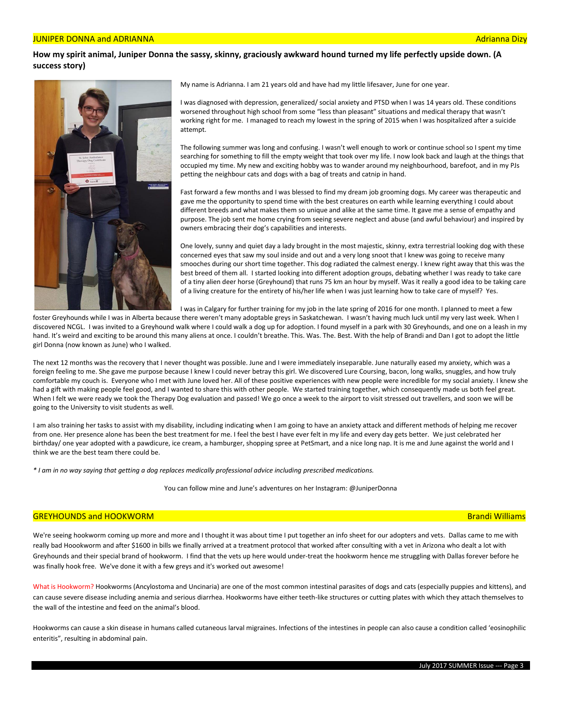## JUNIPER DONNA and ADRIANNA

Adrianna Dizy

**How my spirit animal, Juniper Donna the sassy, skinny, graciously awkward hound turned my life perfectly upside down. (A success story)**

My name is Adrianna. I am 21 years old and have had my little lifesaver, June for one year.

I was diagnosed with depression, generalized/ social anxiety and PTSD when I was 14 years old. These conditions worsened throughout high school from some "less than pleasant" situations and medical therapy that wasn't working right for me. I managed to reach my lowest in the spring of 2015 when I was hospitalized after a suicide attempt.

The following summer was long and confusing. I wasn't well enough to work or continue school so I spent my time searching for something to fill the empty weight that took over my life. I now look back and laugh at the things that occupied my time. My new and exciting hobby was to wander around my neighbourhood, barefoot, and in my PJs petting the neighbour cats and dogs with a bag of treats and catnip in hand.

Fast forward a few months and I was blessed to find my dream job grooming dogs. My career was therapeutic and gave me the opportunity to spend time with the best creatures on earth while learning everything I could about different breeds and what makes them so unique and alike at the same time. It gave me a sense of empathy and purpose. The job sent me home crying from seeing severe neglect and abuse (and awful behaviour) and inspired by owners embracing their dog's capabilities and interests.

One lovely, sunny and quiet day a lady brought in the most majestic, skinny, extra terrestrial looking dog with these concerned eyes that saw my soul inside and out and a very long snoot that I knew was going to receive many smooches during our short time together. This dog radiated the calmest energy. I knew right away that this was the best breed of them all. I started looking into different adoption groups, debating whether I was ready to take care of a tiny alien deer horse (Greyhound) that runs 75 km an hour by myself. Was it really a good idea to be taking care of a living creature for the entirety of his/her life when I was just learning how to take care of myself? Yes.

I was in Calgary for further training for my job in the late spring of 2016 for one month. I planned to meet a few foster Greyhounds while I was in Alberta because there weren't many adoptable greys in Saskatchewan. I wasn't having much luck until my very last week. When I discovered NCGL. I was invited to a Greyhound walk where I could walk a dog up for adoption. I found myself in a park with 30 Greyhounds, and one on a leash in my hand. It's weird and exciting to be around this many aliens at once. I couldn't breathe. This. Was. The. Best. With the help of Brandi and Dan I got to adopt the little girl Donna (now known as June) who I walked.

The next 12 months was the recovery that I never thought was possible. June and I were immediately inseparable. June naturally eased my anxiety, which was a foreign feeling to me. She gave me purpose because I knew I could never betray this girl. We discovered Lure Coursing, bacon, long walks, snuggles, and how truly comfortable my couch is. Everyone who I met with June loved her. All of these positive experiences with new people were incredible for my social anxiety. I knew she had a gift with making people feel good, and I wanted to share this with other people. We started training together, which consequently made us both feel great. When I felt we were ready we took the Therapy Dog evaluation and passed! We go once a week to the airport to visit stressed out travellers, and soon we will be going to the University to visit students as well.

I am also training her tasks to assist with my disability, including indicating when I am going to have an anxiety attack and different methods of helping me recover from one. Her presence alone has been the best treatment for me. I feel the best I have ever felt in my life and every day gets better. We just celebrated her birthday/ one year adopted with a pawdicure, ice cream, a hamburger, shopping spree at PetSmart, and a nice long nap. It is me and June against the world and I think we are the best team there could be.

*\* I am in no way saying that getting a dog replaces medically professional advice including prescribed medications.*

You can follow mine and June's adventures on her Instagram: @JuniperDonna

## GREYHOUNDS and HOOKWORM

Brandi Williams

We're seeing hookworm coming up more and more and I thought it was about time I put together an info sheet for our adopters and vets. Dallas came to me with really bad Hoookworm and after $1600 in bills we finally arrived at a treatment protocol that worked after consulting with a vet in Arizona who dealt a lot with Greyhounds and their special brand of hookworm. I find that the vets up here would under-treat the hookworm hence me struggling with Dallas forever before he was finally hook free. We've done it with a few greys and it's worked out awesome!

What is Hookworm? Hookworms (Ancylostoma and Uncinaria) are one of the most common intestinal parasites of dogs and cats (especially puppies and kittens), and can cause severe disease including anemia and serious diarrhea. Hookworms have either teeth-like structures or cutting plates with which they attach themselves to the wall of the intestine and feed on the animal's blood.

Hookworms can cause a skin disease in humans called cutaneous larval migraines. Infections of the intestines in people can also cause a condition called 'eosinophilic enteritis", resulting in abdominal pain.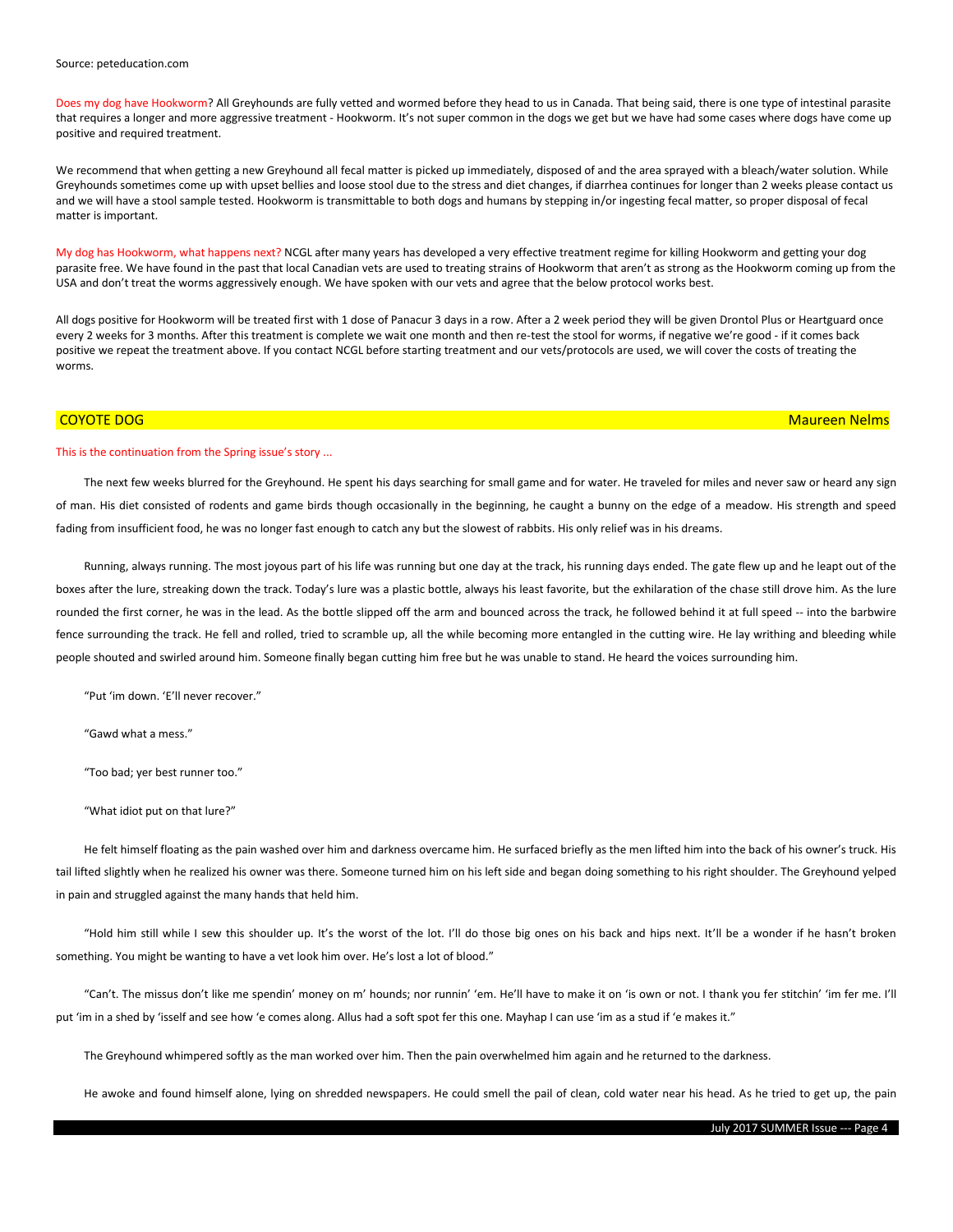Source: peteducation.com

Does my dog have Hookworm? All Greyhounds are fully vetted and wormed before they head to us in Canada. That being said, there is one type of intestinal parasite that requires a longer and more aggressive treatment - Hookworm. It's not super common in the dogs we get but we have had some cases where dogs have come up positive and required treatment.

We recommend that when getting a new Greyhound all fecal matter is picked up immediately, disposed of and the area sprayed with a bleach/water solution. While Greyhounds sometimes come up with upset bellies and loose stool due to the stress and diet changes, if diarrhea continues for longer than 2 weeks please contact us and we will have a stool sample tested. Hookworm is transmittable to both dogs and humans by stepping in/or ingesting fecal matter, so proper disposal of fecal matter is important.

My dog has Hookworm, what happens next? NCGL after many years has developed a very effective treatment regime for killing Hookworm and getting your dog parasite free. We have found in the past that local Canadian vets are used to treating strains of Hookworm that aren't as strong as the Hookworm coming up from the USA and don't treat the worms aggressively enough. We have spoken with our vets and agree that the below protocol works best.

All dogs positive for Hookworm will be treated first with 1 dose of Panacur 3 days in a row. After a 2 week period they will be given Drontol Plus or Heartguard once every 2 weeks for 3 months. After this treatment is complete we wait one month and then re-test the stool for worms, if negative we're good - if it comes back positive we repeat the treatment above. If you contact NCGL before starting treatment and our vets/protocols are used, we will cover the costs of treating the worms.

## COYOTE DOG

Maureen Nelms

This is the continuation from the Spring issue's story ...

The next few weeks blurred for the Greyhound. He spent his days searching for small game and for water. He traveled for miles and never saw or heard any sign of man. His diet consisted of rodents and game birds though occasionally in the beginning, he caught a bunny on the edge of a meadow. His strength and speed fading from insufficient food, he was no longer fast enough to catch any but the slowest of rabbits. His only relief was in his dreams.

Running, always running. The most joyous part of his life was running but one day at the track, his running days ended. The gate flew up and he leapt out of the boxes after the lure, streaking down the track. Today's lure was a plastic bottle, always his least favorite, but the exhilaration of the chase still drove him. As the lure rounded the first corner, he was in the lead. As the bottle slipped off the arm and bounced across the track, he followed behind it at full speed -- into the barbwire fence surrounding the track. He fell and rolled, tried to scramble up, all the while becoming more entangled in the cutting wire. He lay writhing and bleeding while people shouted and swirled around him. Someone finally began cutting him free but he was unable to stand. He heard the voices surrounding him.

"Put 'im down. 'E'll never recover."

"Gawd what a mess."

"Too bad; yer best runner too."

"What idiot put on that lure?"

He felt himself floating as the pain washed over him and darkness overcame him. He surfaced briefly as the men lifted him into the back of his owner's truck. His tail lifted slightly when he realized his owner was there. Someone turned him on his left side and began doing something to his right shoulder. The Greyhound yelped in pain and struggled against the many hands that held him.

"Hold him still while I sew this shoulder up. It's the worst of the lot. I'll do those big ones on his back and hips next. It'll be a wonder if he hasn't broken something. You might be wanting to have a vet look him over. He's lost a lot of blood."

"Can't. The missus don't like me spendin' money on m' hounds; nor runnin' 'em. He'll have to make it on 'is own or not. I thank you fer stitchin' 'im fer me. I'll put 'im in a shed by 'isself and see how 'e comes along. Allus had a soft spot fer this one. Mayhap I can use 'im as a stud if 'e makes it."

The Greyhound whimpered softly as the man worked over him. Then the pain overwhelmed him again and he returned to the darkness.

He awoke and found himself alone, lying on shredded newspapers. He could smell the pail of clean, cold water near his head. As he tried to get up, the pain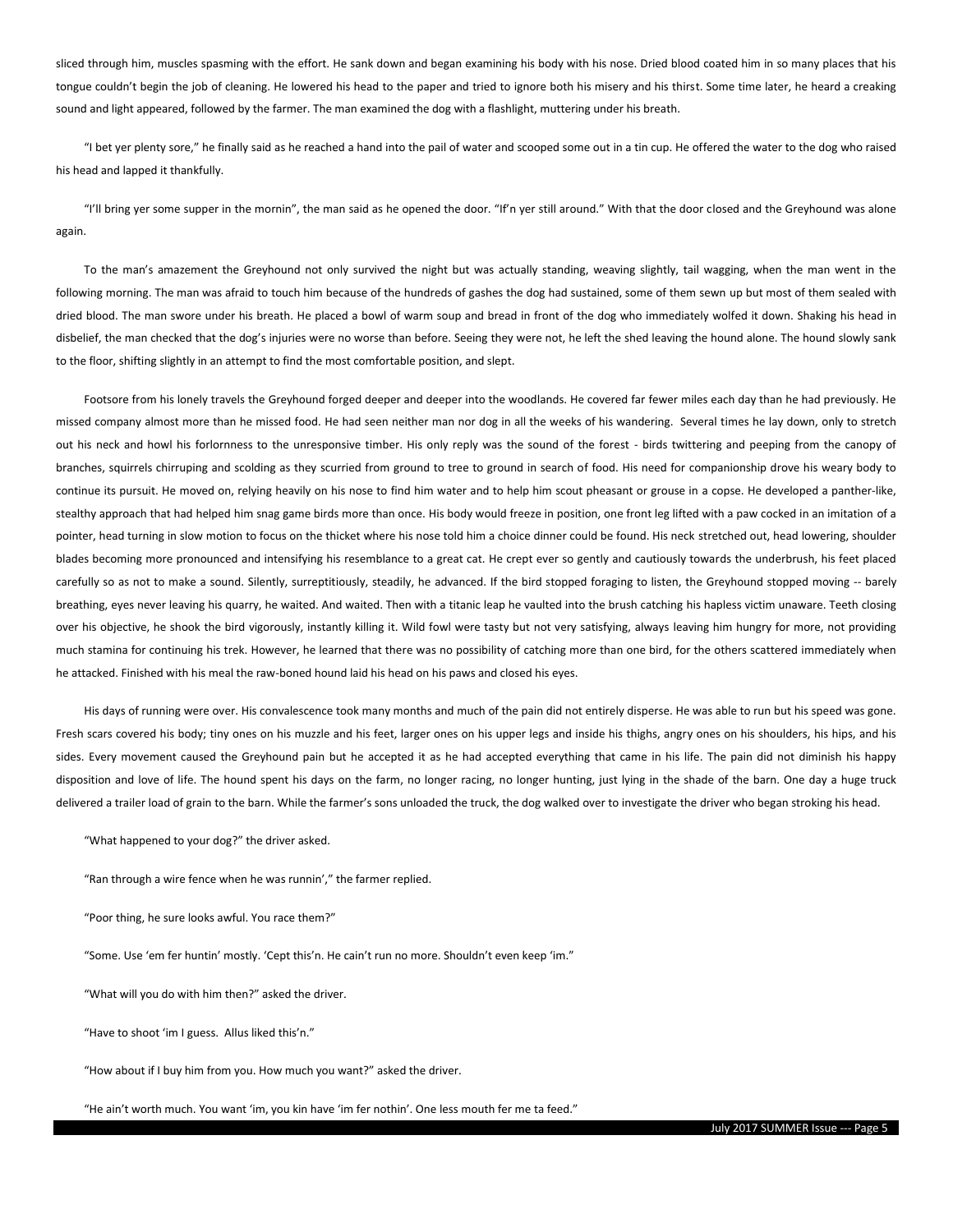sliced through him, muscles spasming with the effort. He sank down and began examining his body with his nose. Dried blood coated him in so many places that his tongue couldn't begin the job of cleaning. He lowered his head to the paper and tried to ignore both his misery and his thirst. Some time later, he heard a creaking sound and light appeared, followed by the farmer. The man examined the dog with a flashlight, muttering under his breath.

"I bet yer plenty sore," he finally said as he reached a hand into the pail of water and scooped some out in a tin cup. He offered the water to the dog who raised his head and lapped it thankfully.

"I'll bring yer some supper in the mornin", the man said as he opened the door. "If'n yer still around." With that the door closed and the Greyhound was alone again.

To the man's amazement the Greyhound not only survived the night but was actually standing, weaving slightly, tail wagging, when the man went in the following morning. The man was afraid to touch him because of the hundreds of gashes the dog had sustained, some of them sewn up but most of them sealed with dried blood. The man swore under his breath. He placed a bowl of warm soup and bread in front of the dog who immediately wolfed it down. Shaking his head in disbelief, the man checked that the dog's injuries were no worse than before. Seeing they were not, he left the shed leaving the hound alone. The hound slowly sank to the floor, shifting slightly in an attempt to find the most comfortable position, and slept.

Footsore from his lonely travels the Greyhound forged deeper and deeper into the woodlands. He covered far fewer miles each day than he had previously. He missed company almost more than he missed food. He had seen neither man nor dog in all the weeks of his wandering. Several times he lay down, only to stretch out his neck and howl his forlornness to the unresponsive timber. His only reply was the sound of the forest - birds twittering and peeping from the canopy of branches, squirrels chirruping and scolding as they scurried from ground to tree to ground in search of food. His need for companionship drove his weary body to continue its pursuit. He moved on, relying heavily on his nose to find him water and to help him scout pheasant or grouse in a copse. He developed a panther-like, stealthy approach that had helped him snag game birds more than once. His body would freeze in position, one front leg lifted with a paw cocked in an imitation of a pointer, head turning in slow motion to focus on the thicket where his nose told him a choice dinner could be found. His neck stretched out, head lowering, shoulder blades becoming more pronounced and intensifying his resemblance to a great cat. He crept ever so gently and cautiously towards the underbrush, his feet placed carefully so as not to make a sound. Silently, surreptitiously, steadily, he advanced. If the bird stopped foraging to listen, the Greyhound stopped moving -- barely breathing, eyes never leaving his quarry, he waited. And waited. Then with a titanic leap he vaulted into the brush catching his hapless victim unaware. Teeth closing over his objective, he shook the bird vigorously, instantly killing it. Wild fowl were tasty but not very satisfying, always leaving him hungry for more, not providing much stamina for continuing his trek. However, he learned that there was no possibility of catching more than one bird, for the others scattered immediately when he attacked. Finished with his meal the raw-boned hound laid his head on his paws and closed his eyes.

His days of running were over. His convalescence took many months and much of the pain did not entirely disperse. He was able to run but his speed was gone. Fresh scars covered his body; tiny ones on his muzzle and his feet, larger ones on his upper legs and inside his thighs, angry ones on his shoulders, his hips, and his sides. Every movement caused the Greyhound pain but he accepted it as he had accepted everything that came in his life. The pain did not diminish his happy disposition and love of life. The hound spent his days on the farm, no longer racing, no longer hunting, just lying in the shade of the barn. One day a huge truck delivered a trailer load of grain to the barn. While the farmer's sons unloaded the truck, the dog walked over to investigate the driver who began stroking his head.

"What happened to your dog?" the driver asked.

"Ran through a wire fence when he was runnin'," the farmer replied.

"Poor thing, he sure looks awful. You race them?"

"Some. Use 'em fer huntin' mostly. 'Cept this'n. He cain't run no more. Shouldn't even keep 'im."

"What will you do with him then?" asked the driver.

"Have to shoot 'im I guess. Allus liked this'n."

"How about if I buy him from you. How much you want?" asked the driver.

"He ain't worth much. You want 'im, you kin have 'im fer nothin'. One less mouth fer me ta feed."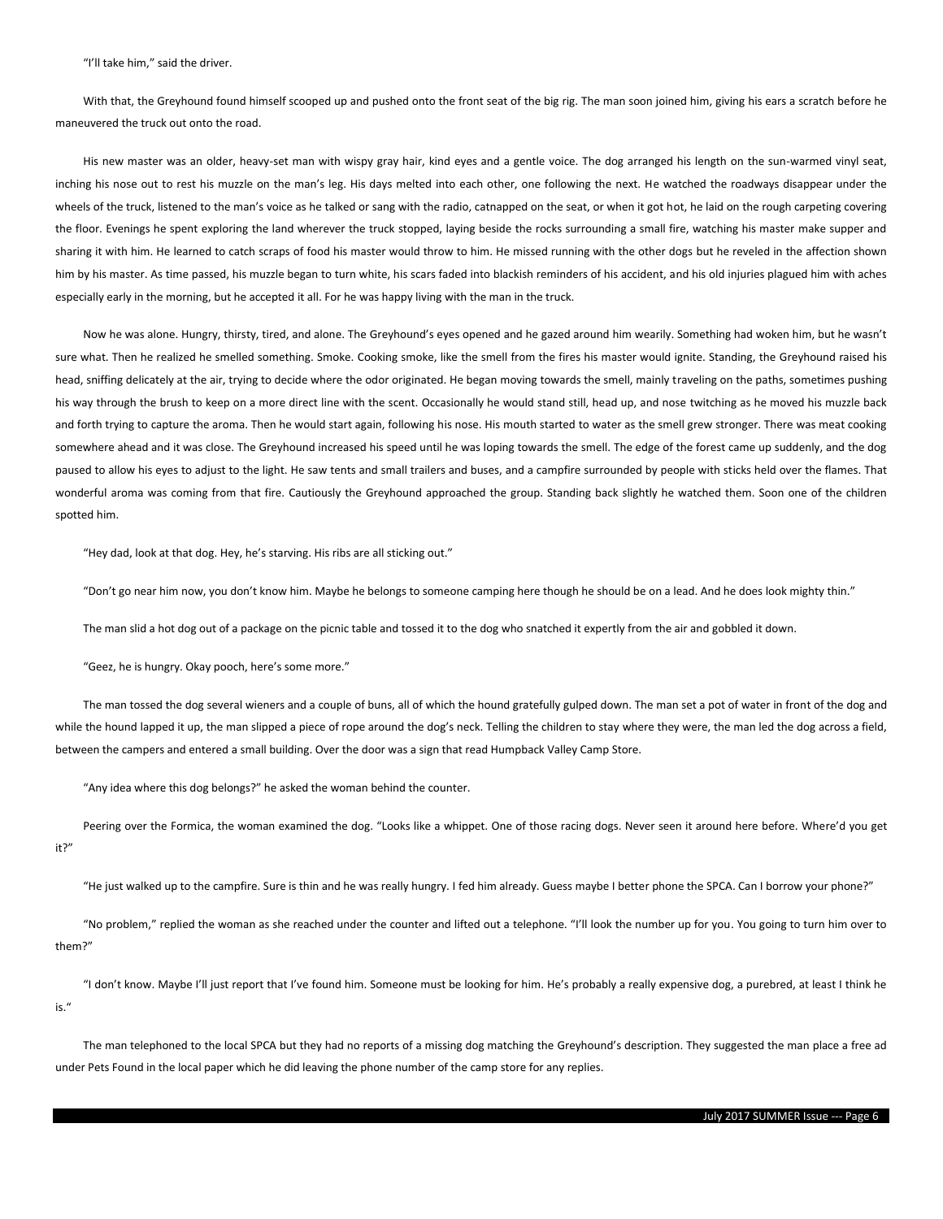"I'll take him," said the driver.

With that, the Greyhound found himself scooped up and pushed onto the front seat of the big rig. The man soon joined him, giving his ears a scratch before he maneuvered the truck out onto the road.

His new master was an older, heavy-set man with wispy gray hair, kind eyes and a gentle voice. The dog arranged his length on the sun-warmed vinyl seat, inching his nose out to rest his muzzle on the man's leg. His days melted into each other, one following the next. He watched the roadways disappear under the wheels of the truck, listened to the man's voice as he talked or sang with the radio, catnapped on the seat, or when it got hot, he laid on the rough carpeting covering the floor. Evenings he spent exploring the land wherever the truck stopped, laying beside the rocks surrounding a small fire, watching his master make supper and sharing it with him. He learned to catch scraps of food his master would throw to him. He missed running with the other dogs but he reveled in the affection shown him by his master. As time passed, his muzzle began to turn white, his scars faded into blackish reminders of his accident, and his old injuries plagued him with aches especially early in the morning, but he accepted it all. For he was happy living with the man in the truck.

Now he was alone. Hungry, thirsty, tired, and alone. The Greyhound's eyes opened and he gazed around him wearily. Something had woken him, but he wasn't sure what. Then he realized he smelled something. Smoke. Cooking smoke, like the smell from the fires his master would ignite. Standing, the Greyhound raised his head, sniffing delicately at the air, trying to decide where the odor originated. He began moving towards the smell, mainly traveling on the paths, sometimes pushing his way through the brush to keep on a more direct line with the scent. Occasionally he would stand still, head up, and nose twitching as he moved his muzzle back and forth trying to capture the aroma. Then he would start again, following his nose. His mouth started to water as the smell grew stronger. There was meat cooking somewhere ahead and it was close. The Greyhound increased his speed until he was loping towards the smell. The edge of the forest came up suddenly, and the dog paused to allow his eyes to adjust to the light. He saw tents and small trailers and buses, and a campfire surrounded by people with sticks held over the flames. That wonderful aroma was coming from that fire. Cautiously the Greyhound approached the group. Standing back slightly he watched them. Soon one of the children spotted him.

"Hey dad, look at that dog. Hey, he's starving. His ribs are all sticking out."

"Don't go near him now, you don't know him. Maybe he belongs to someone camping here though he should be on a lead. And he does look mighty thin."

The man slid a hot dog out of a package on the picnic table and tossed it to the dog who snatched it expertly from the air and gobbled it down.

"Geez, he is hungry. Okay pooch, here's some more."

The man tossed the dog several wieners and a couple of buns, all of which the hound gratefully gulped down. The man set a pot of water in front of the dog and while the hound lapped it up, the man slipped a piece of rope around the dog's neck. Telling the children to stay where they were, the man led the dog across a field, between the campers and entered a small building. Over the door was a sign that read Humpback Valley Camp Store.

"Any idea where this dog belongs?" he asked the woman behind the counter.

Peering over the Formica, the woman examined the dog. "Looks like a whippet. One of those racing dogs. Never seen it around here before. Where'd you get it?"

"He just walked up to the campfire. Sure is thin and he was really hungry. I fed him already. Guess maybe I better phone the SPCA. Can I borrow your phone?"

"No problem," replied the woman as she reached under the counter and lifted out a telephone. "I'll look the number up for you. You going to turn him over to them?"

"I don't know. Maybe I'll just report that I've found him. Someone must be looking for him. He's probably a really expensive dog, a purebred, at least I think he is."

The man telephoned to the local SPCA but they had no reports of a missing dog matching the Greyhound's description. They suggested the man place a free ad under Pets Found in the local paper which he did leaving the phone number of the camp store for any replies.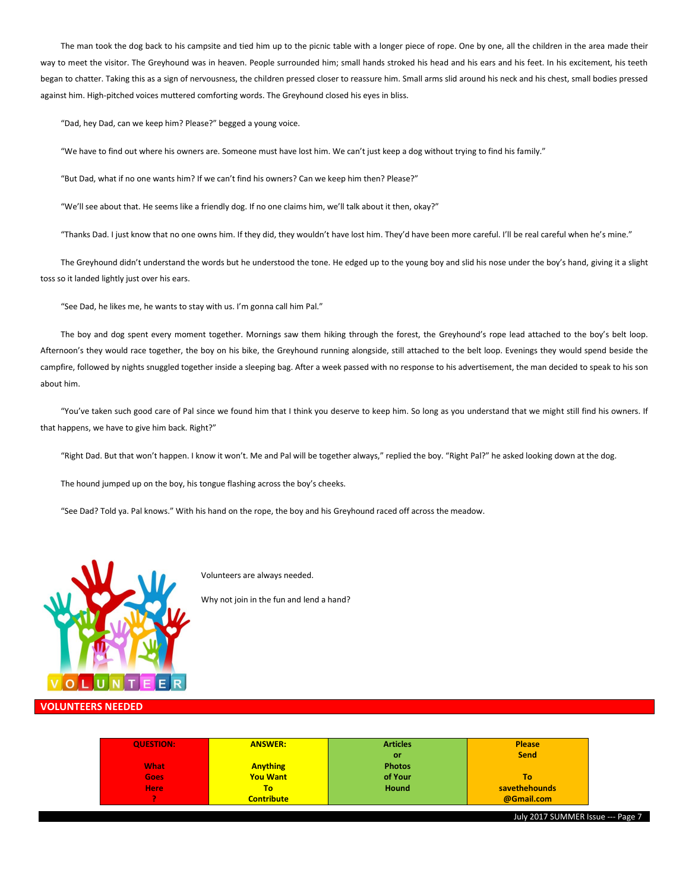The man took the dog back to his campsite and tied him up to the picnic table with a longer piece of rope. One by one, all the children in the area made their way to meet the visitor. The Greyhound was in heaven. People surrounded him; small hands stroked his head and his ears and his feet. In his excitement, his teeth began to chatter. Taking this as a sign of nervousness, the children pressed closer to reassure him. Small arms slid around his neck and his chest, small bodies pressed against him. High-pitched voices muttered comforting words. The Greyhound closed his eyes in bliss.

"Dad, hey Dad, can we keep him? Please?" begged a young voice.

"We have to find out where his owners are. Someone must have lost him. We can't just keep a dog without trying to find his family."

"But Dad, what if no one wants him? If we can't find his owners? Can we keep him then? Please?"

"We'll see about that. He seems like a friendly dog. If no one claims him, we'll talk about it then, okay?"

"Thanks Dad. I just know that no one owns him. If they did, they wouldn't have lost him. They'd have been more careful. I'll be real careful when he's mine."

The Greyhound didn't understand the words but he understood the tone. He edged up to the young boy and slid his nose under the boy's hand, giving it a slight toss so it landed lightly just over his ears.

"See Dad, he likes me, he wants to stay with us. I'm gonna call him Pal."

The boy and dog spent every moment together. Mornings saw them hiking through the forest, the Greyhound's rope lead attached to the boy's belt loop. Afternoon's they would race together, the boy on his bike, the Greyhound running alongside, still attached to the belt loop. Evenings they would spend beside the campfire, followed by nights snuggled together inside a sleeping bag. After a week passed with no response to his advertisement, the man decided to speak to his son about him.

"You've taken such good care of Pal since we found him that I think you deserve to keep him. So long as you understand that we might still find his owners. If that happens, we have to give him back. Right?"

"Right Dad. But that won't happen. I know it won't. Me and Pal will be together always," replied the boy. "Right Pal?" he asked looking down at the dog.

The hound jumped up on the boy, his tongue flashing across the boy's cheeks.

"See Dad? Told ya. Pal knows." With his hand on the rope, the boy and his Greyhound raced off across the meadow.

Volunteers are always needed.

Why not join in the fun and lend a hand?

## VOLUNTEERS NEEDED

| QUESTION: What Goes Here ? | ANSWER: Anything You Want To Contribute | Articles or Photos of Your Hound | Please Send To savethehounds @Gmail.com |
|---|---|---|---|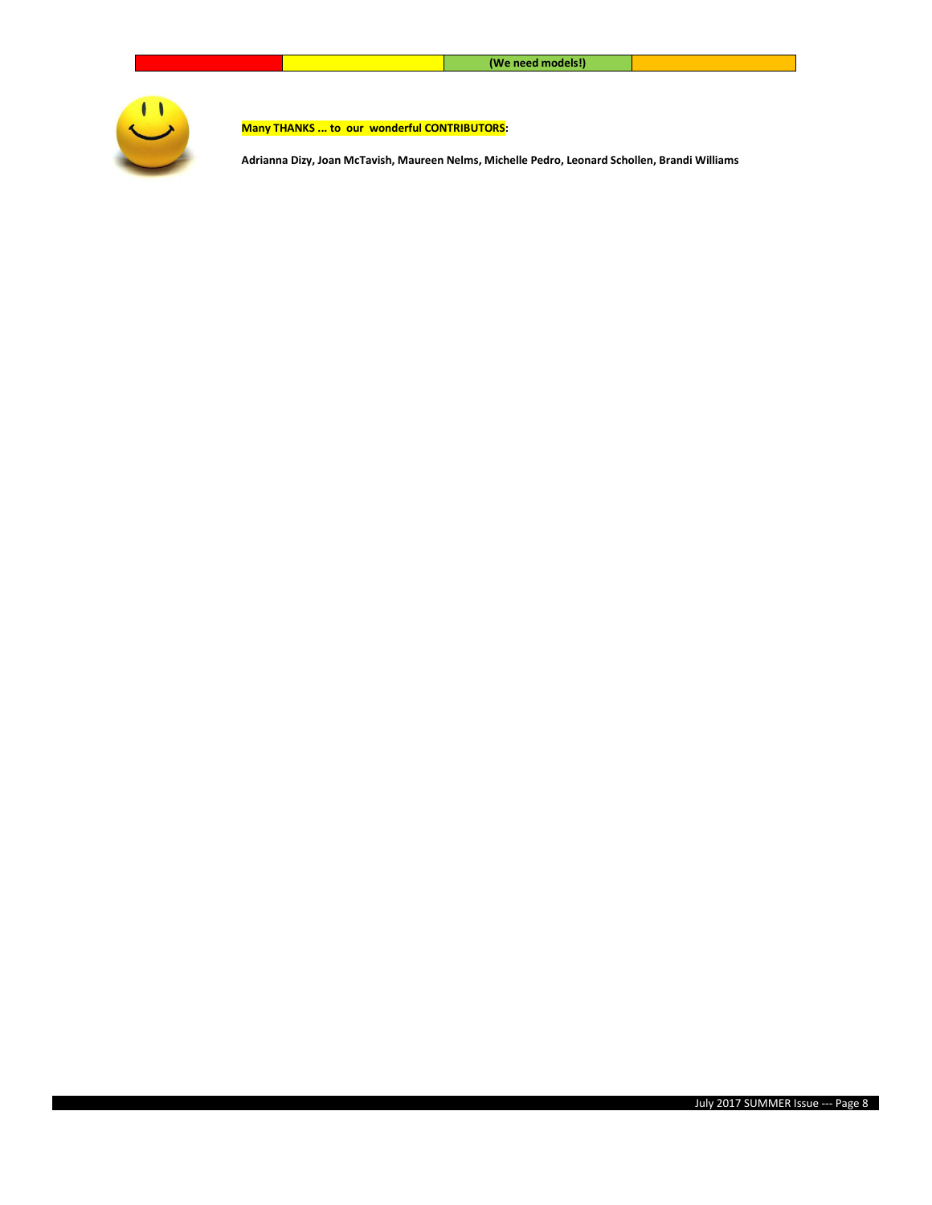| | | (We need models!) | |
| --- | --- | --- | --- |

**Many THANKS ... to our wonderful CONTRIBUTORS:**

**Adrianna Dizy, Joan McTavish, Maureen Nelms, Michelle Pedro, Leonard Schollen, Brandi Williams**